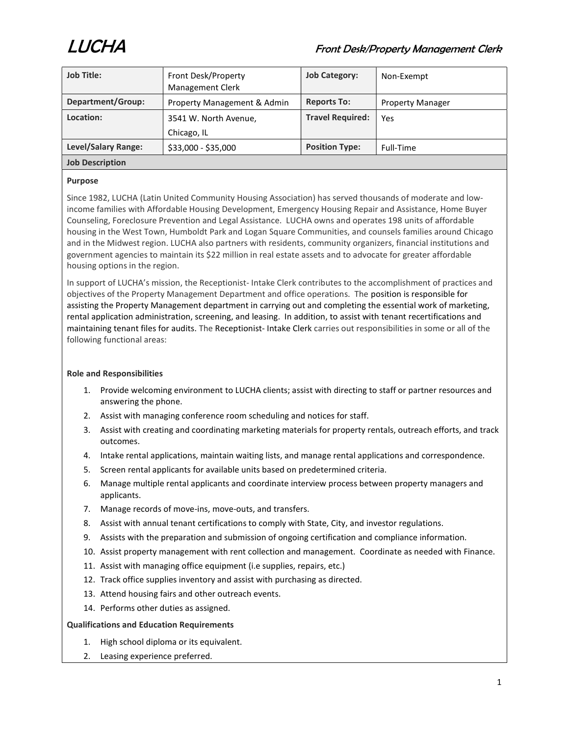# LUCHA

## Front Desk/Property Management Clerk

| Job Title: | Front Desk/Property Management Clerk | Job Category: | Non-Exempt |
|---|---|---|---|
| Department/Group: | Property Management & Admin | Reports To: | Property Manager |
| Location: | 3541 W. North Avenue, Chicago, IL | Travel Required: | Yes |
| Level/Salary Range: | $33,000 - $35,000 | Position Type: | Full-Time |

**Job Description**

**Purpose**

Since 1982, LUCHA (Latin United Community Housing Association) has served thousands of moderate and low-income families with Affordable Housing Development, Emergency Housing Repair and Assistance, Home Buyer Counseling, Foreclosure Prevention and Legal Assistance. LUCHA owns and operates 198 units of affordable housing in the West Town, Humboldt Park and Logan Square Communities, and counsels families around Chicago and in the Midwest region. LUCHA also partners with residents, community organizers, financial institutions and government agencies to maintain its $22 million in real estate assets and to advocate for greater affordable housing options in the region.

In support of LUCHA's mission, the Receptionist- Intake Clerk contributes to the accomplishment of practices and objectives of the Property Management Department and office operations. The position is responsible for assisting the Property Management department in carrying out and completing the essential work of marketing, rental application administration, screening, and leasing. In addition, to assist with tenant recertifications and maintaining tenant files for audits. The Receptionist- Intake Clerk carries out responsibilities in some or all of the following functional areas:

**Role and Responsibilities**

1. Provide welcoming environment to LUCHA clients; assist with directing to staff or partner resources and answering the phone.
2. Assist with managing conference room scheduling and notices for staff.
3. Assist with creating and coordinating marketing materials for property rentals, outreach efforts, and track outcomes.
4. Intake rental applications, maintain waiting lists, and manage rental applications and correspondence.
5. Screen rental applicants for available units based on predetermined criteria.
6. Manage multiple rental applicants and coordinate interview process between property managers and applicants.
7. Manage records of move-ins, move-outs, and transfers.
8. Assist with annual tenant certifications to comply with State, City, and investor regulations.
9. Assists with the preparation and submission of ongoing certification and compliance information.
10. Assist property management with rent collection and management. Coordinate as needed with Finance.
11. Assist with managing office equipment (i.e supplies, repairs, etc.)
12. Track office supplies inventory and assist with purchasing as directed.
13. Attend housing fairs and other outreach events.
14. Performs other duties as assigned.

**Qualifications and Education Requirements**

1. High school diploma or its equivalent.
2. Leasing experience preferred.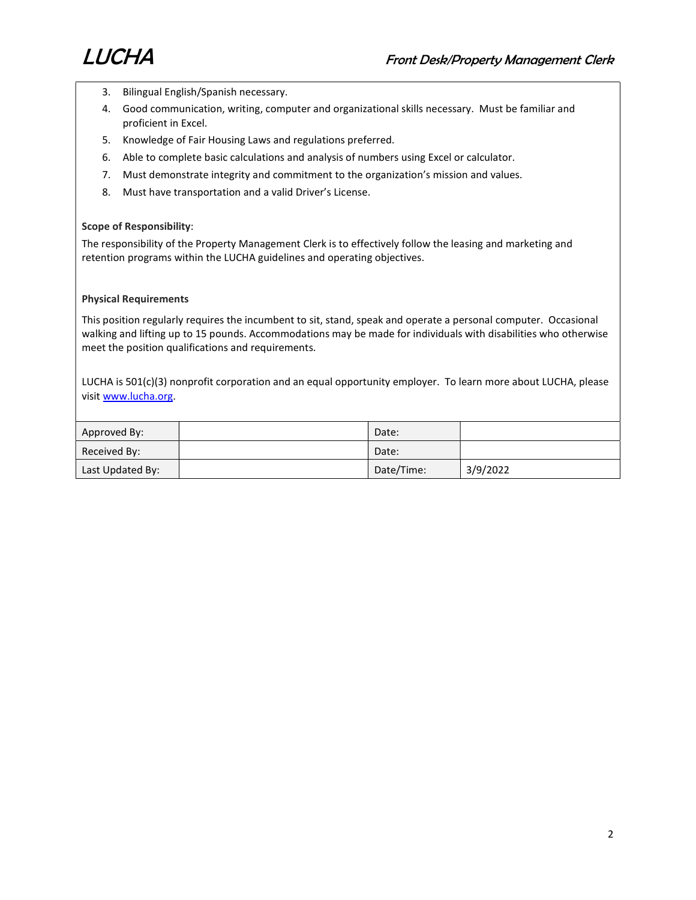3. Bilingual English/Spanish necessary.
4. Good communication, writing, computer and organizational skills necessary. Must be familiar and proficient in Excel.
5. Knowledge of Fair Housing Laws and regulations preferred.
6. Able to complete basic calculations and analysis of numbers using Excel or calculator.
7. Must demonstrate integrity and commitment to the organization's mission and values.
8. Must have transportation and a valid Driver's License.

**Scope of Responsibility**:

The responsibility of the Property Management Clerk is to effectively follow the leasing and marketing and retention programs within the LUCHA guidelines and operating objectives.

**Physical Requirements**

This position regularly requires the incumbent to sit, stand, speak and operate a personal computer. Occasional walking and lifting up to 15 pounds. Accommodations may be made for individuals with disabilities who otherwise meet the position qualifications and requirements.

LUCHA is 501(c)(3) nonprofit corporation and an equal opportunity employer. To learn more about LUCHA, please visit [www.lucha.org](http://www.lucha.org).

| | | | |
|---|---|---|---|
| Approved By: | | Date: | |
| Received By: | | Date: | |
| Last Updated By: | | Date/Time: | 3/9/2022 |